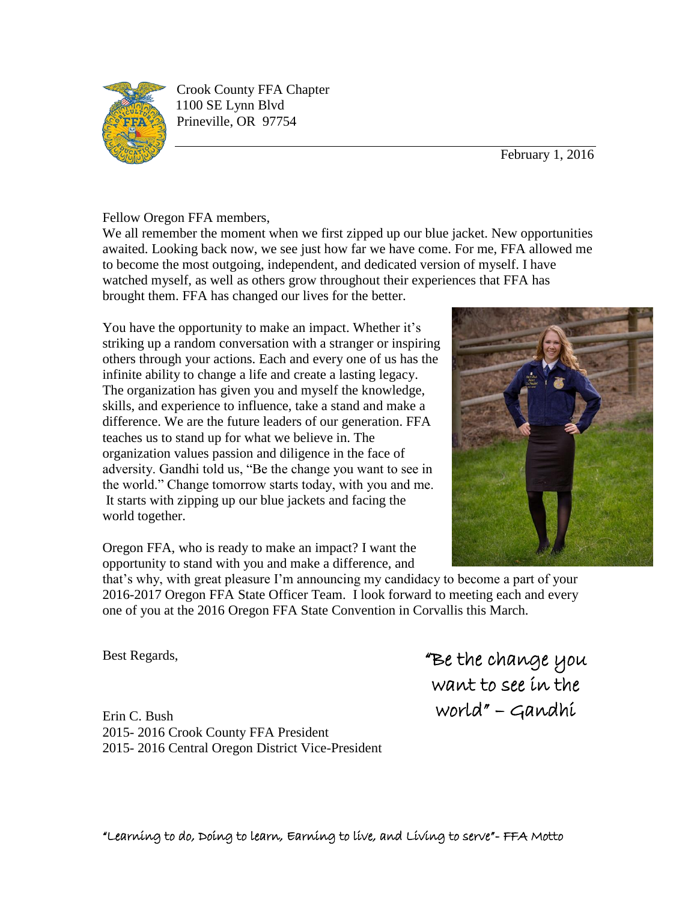Crook County FFA Chapter
1100 SE Lynn Blvd
Prineville, OR 97754

February 1, 2016

Fellow Oregon FFA members,

We all remember the moment when we first zipped up our blue jacket. New opportunities awaited. Looking back now, we see just how far we have come. For me, FFA allowed me to become the most outgoing, independent, and dedicated version of myself. I have watched myself, as well as others grow throughout their experiences that FFA has brought them. FFA has changed our lives for the better.

You have the opportunity to make an impact. Whether it's striking up a random conversation with a stranger or inspiring others through your actions. Each and every one of us has the infinite ability to change a life and create a lasting legacy. The organization has given you and myself the knowledge, skills, and experience to influence, take a stand and make a difference. We are the future leaders of our generation. FFA teaches us to stand up for what we believe in. The organization values passion and diligence in the face of adversity. Gandhi told us, "Be the change you want to see in the world." Change tomorrow starts today, with you and me. It starts with zipping up our blue jackets and facing the world together.

Oregon FFA, who is ready to make an impact? I want the opportunity to stand with you and make a difference, and that's why, with great pleasure I'm announcing my candidacy to become a part of your 2016-2017 Oregon FFA State Officer Team. I look forward to meeting each and every one of you at the 2016 Oregon FFA State Convention in Corvallis this March.

Best Regards,

Erin C. Bush
2015- 2016 Crook County FFA President
2015- 2016 Central Oregon District Vice-President

*"Be the change you want to see in the world" – Gandhi*

*"Learning to do, Doing to learn, Earning to live, and Living to serve"- FFA Motto*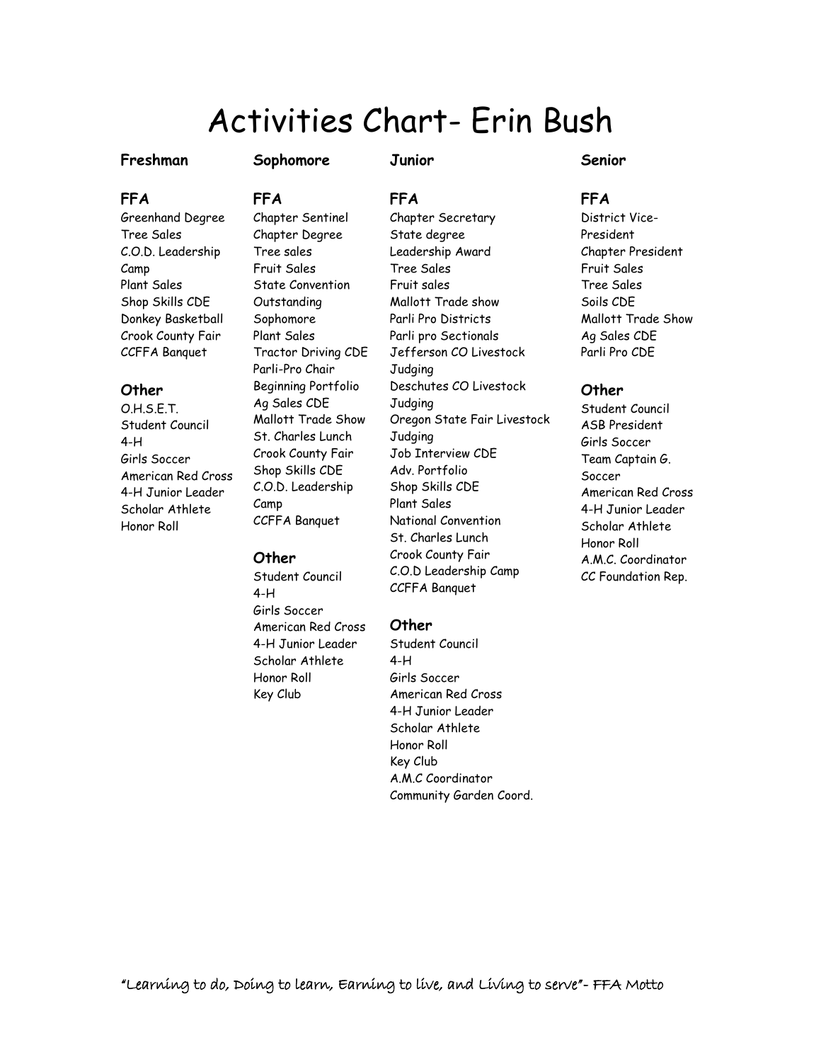# Activities Chart- Erin Bush

## Freshman

### FFA

Greenhand Degree
Tree Sales
C.O.D. Leadership Camp
Plant Sales
Shop Skills CDE
Donkey Basketball
Crook County Fair
CCFFA Banquet

### Other

O.H.S.E.T.
Student Council
4-H
Girls Soccer
American Red Cross
4-H Junior Leader
Scholar Athlete
Honor Roll

## Sophomore

### FFA

Chapter Sentinel
Chapter Degree
Tree sales
Fruit Sales
State Convention
Outstanding Sophomore
Plant Sales
Tractor Driving CDE
Parli-Pro Chair
Beginning Portfolio
Ag Sales CDE
Mallott Trade Show
St. Charles Lunch
Crook County Fair
Shop Skills CDE
C.O.D. Leadership Camp
CCFFA Banquet

### Other

Student Council
4-H
Girls Soccer
American Red Cross
4-H Junior Leader
Scholar Athlete
Honor Roll
Key Club

## Junior

### FFA

Chapter Secretary
State degree
Leadership Award
Tree Sales
Fruit sales
Mallott Trade show
Parli Pro Districts
Parli pro Sectionals
Jefferson CO Livestock Judging
Deschutes CO Livestock Judging
Oregon State Fair Livestock Judging
Job Interview CDE
Adv. Portfolio
Shop Skills CDE
Plant Sales
National Convention
St. Charles Lunch
Crook County Fair
C.O.D Leadership Camp
CCFFA Banquet

### Other

Student Council
4-H
Girls Soccer
American Red Cross
4-H Junior Leader
Scholar Athlete
Honor Roll
Key Club
A.M.C Coordinator
Community Garden Coord.

## Senior

### FFA

District Vice-President
Chapter President
Fruit Sales
Tree Sales
Soils CDE
Mallott Trade Show
Ag Sales CDE
Parli Pro CDE

### Other

Student Council
ASB President
Girls Soccer
Team Captain G. Soccer
American Red Cross
4-H Junior Leader
Scholar Athlete
Honor Roll
A.M.C. Coordinator
CC Foundation Rep.

"Learning to do, Doing to learn, Earning to live, and Living to serve"- FFA Motto